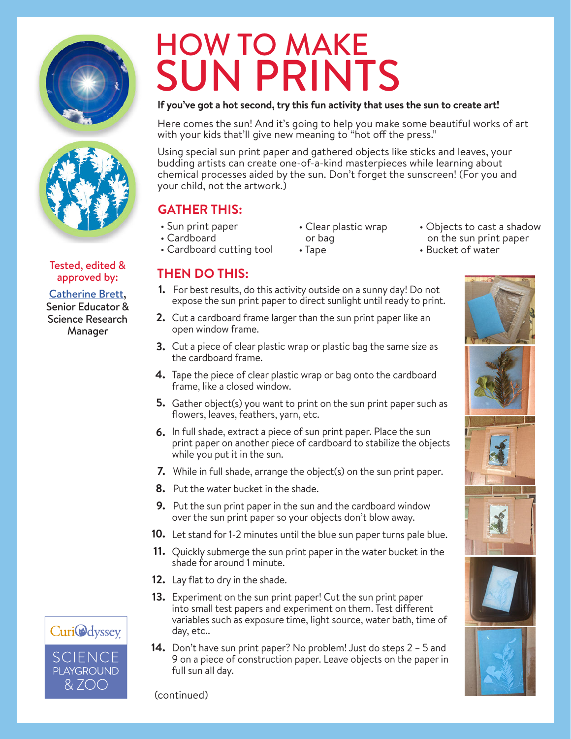# HOW TO MAKE SUN PRINTS

**If you've got a hot second, try this fun activity that uses the sun to create art!**

Here comes the sun! And it's going to help you make some beautiful works of art with your kids that'll give new meaning to "hot off the press."

Using special sun print paper and gathered objects like sticks and leaves, your budding artists can create one-of-a-kind masterpieces while learning about chemical processes aided by the sun. Don't forget the sunscreen! (For you and your child, not the artwork.)

Tested, edited & approved by:

Catherine Brett, Senior Educator & Science Research Manager

## GATHER THIS:

- Sun print paper
- Cardboard
- Cardboard cutting tool
- Clear plastic wrap or bag
- Tape
- Objects to cast a shadow on the sun print paper
- Bucket of water

## THEN DO THIS:

1. For best results, do this activity outside on a sunny day! Do not expose the sun print paper to direct sunlight until ready to print.
2. Cut a cardboard frame larger than the sun print paper like an open window frame.
3. Cut a piece of clear plastic wrap or plastic bag the same size as the cardboard frame.
4. Tape the piece of clear plastic wrap or bag onto the cardboard frame, like a closed window.
5. Gather object(s) you want to print on the sun print paper such as flowers, leaves, feathers, yarn, etc.
6. In full shade, extract a piece of sun print paper. Place the sun print paper on another piece of cardboard to stabilize the objects while you put it in the sun.
7. While in full shade, arrange the object(s) on the sun print paper.
8. Put the water bucket in the shade.
9. Put the sun print paper in the sun and the cardboard window over the sun print paper so your objects don't blow away.
10. Let stand for 1-2 minutes until the blue sun paper turns pale blue.
11. Quickly submerge the sun print paper in the water bucket in the shade for around 1 minute.
12. Lay flat to dry in the shade.
13. Experiment on the sun print paper! Cut the sun print paper into small test papers and experiment on them. Test different variables such as exposure time, light source, water bath, time of day, etc..
14. Don't have sun print paper? No problem! Just do steps 2 – 5 and 9 on a piece of construction paper. Leave objects on the paper in full sun all day.

(continued)

CuriOdyssey SCIENCE PLAYGROUND & ZOO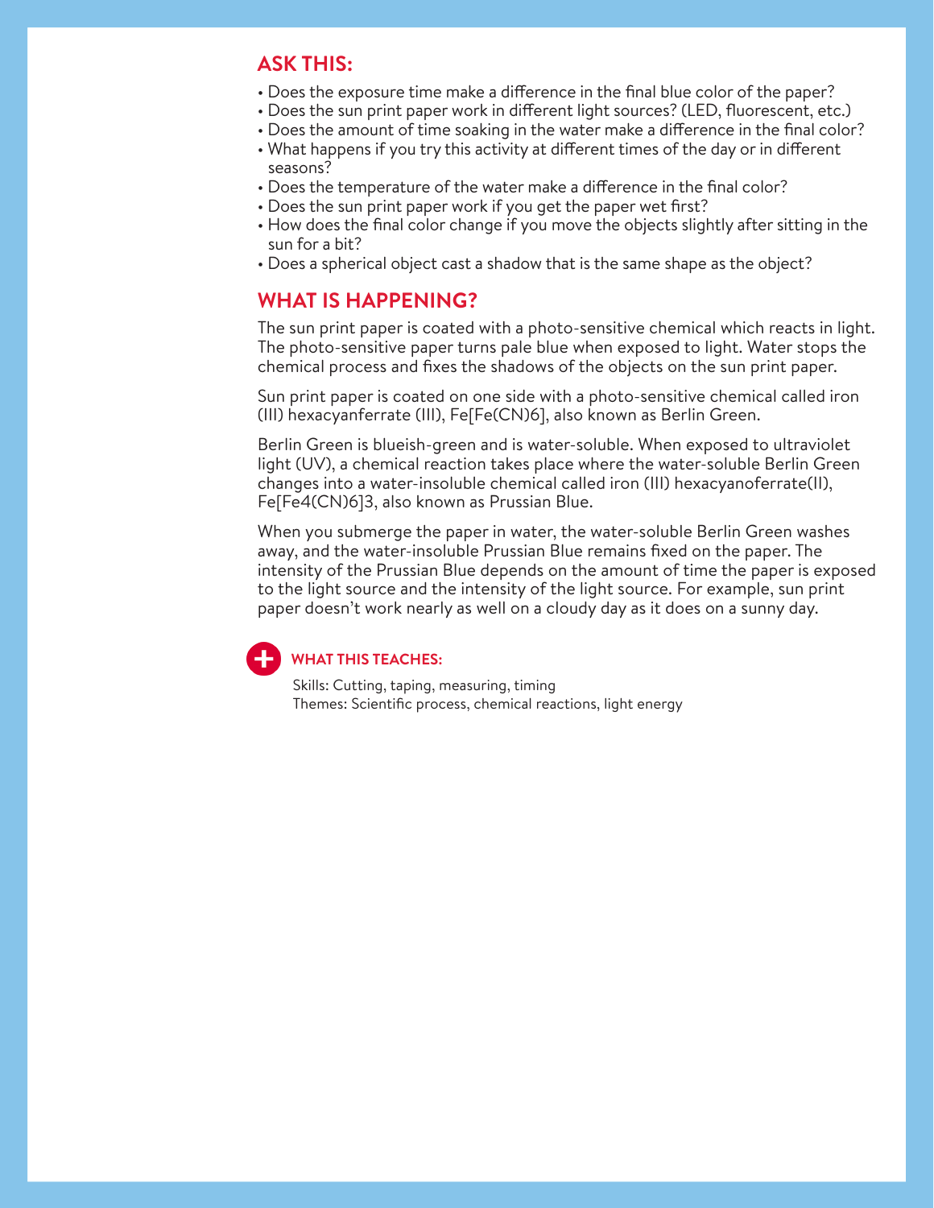## ASK THIS:

- Does the exposure time make a difference in the final blue color of the paper?
- Does the sun print paper work in different light sources? (LED, fluorescent, etc.)
- Does the amount of time soaking in the water make a difference in the final color?
- What happens if you try this activity at different times of the day or in different seasons?
- Does the temperature of the water make a difference in the final color?
- Does the sun print paper work if you get the paper wet first?
- How does the final color change if you move the objects slightly after sitting in the sun for a bit?
- Does a spherical object cast a shadow that is the same shape as the object?

## WHAT IS HAPPENING?

The sun print paper is coated with a photo-sensitive chemical which reacts in light. The photo-sensitive paper turns pale blue when exposed to light. Water stops the chemical process and fixes the shadows of the objects on the sun print paper.

Sun print paper is coated on one side with a photo-sensitive chemical called iron (III) hexacyanferrate (III), $Fe[Fe(CN)_6]$, also known as Berlin Green.

Berlin Green is blueish-green and is water-soluble. When exposed to ultraviolet light (UV), a chemical reaction takes place where the water-soluble Berlin Green changes into a water-insoluble chemical called iron (III) hexacyanoferrate(II), $Fe[Fe_4(CN)_6]_3$, also known as Prussian Blue.

When you submerge the paper in water, the water-soluble Berlin Green washes away, and the water-insoluble Prussian Blue remains fixed on the paper. The intensity of the Prussian Blue depends on the amount of time the paper is exposed to the light source and the intensity of the light source. For example, sun print paper doesn't work nearly as well on a cloudy day as it does on a sunny day.

### WHAT THIS TEACHES:

Skills: Cutting, taping, measuring, timing
Themes: Scientific process, chemical reactions, light energy